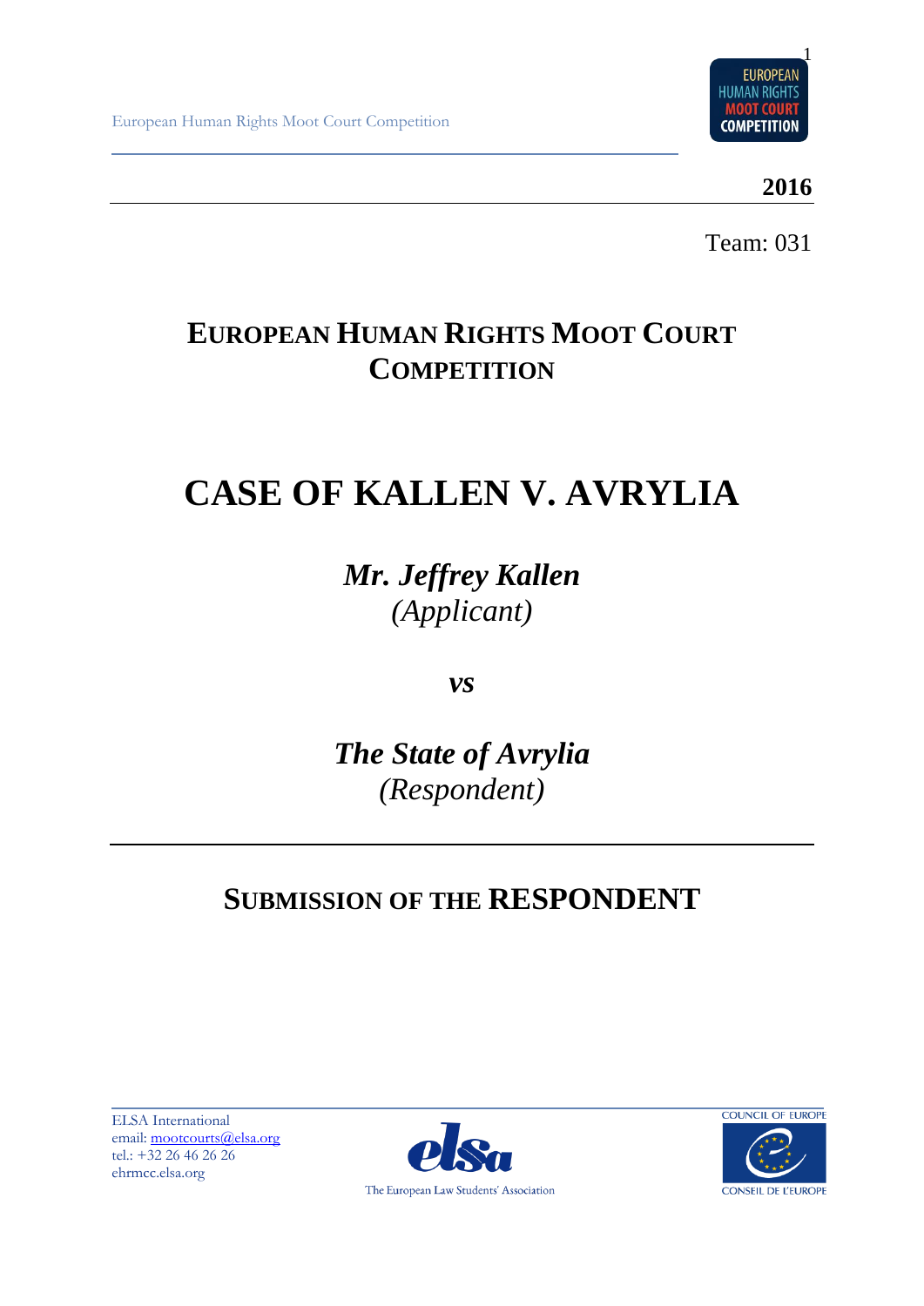European Human Rights Moot Court Competition

**2016**

Team: 031

# EUROPEAN HUMAN RIGHTS MOOT COURT COMPETITION

# CASE OF KALLEN V. AVRYLIA

***Mr. Jeffrey Kallen***
*(Applicant)*

***vs***

***The State of Avrylia***
*(Respondent)*

## SUBMISSION OF THE RESPONDENT

ELSA International
email: mootcourts@elsa.org
tel.: +32 26 46 26 26
ehrmcc.elsa.org

The European Law Students' Association

COUNCIL OF EUROPE
CONSEIL DE L'EUROPE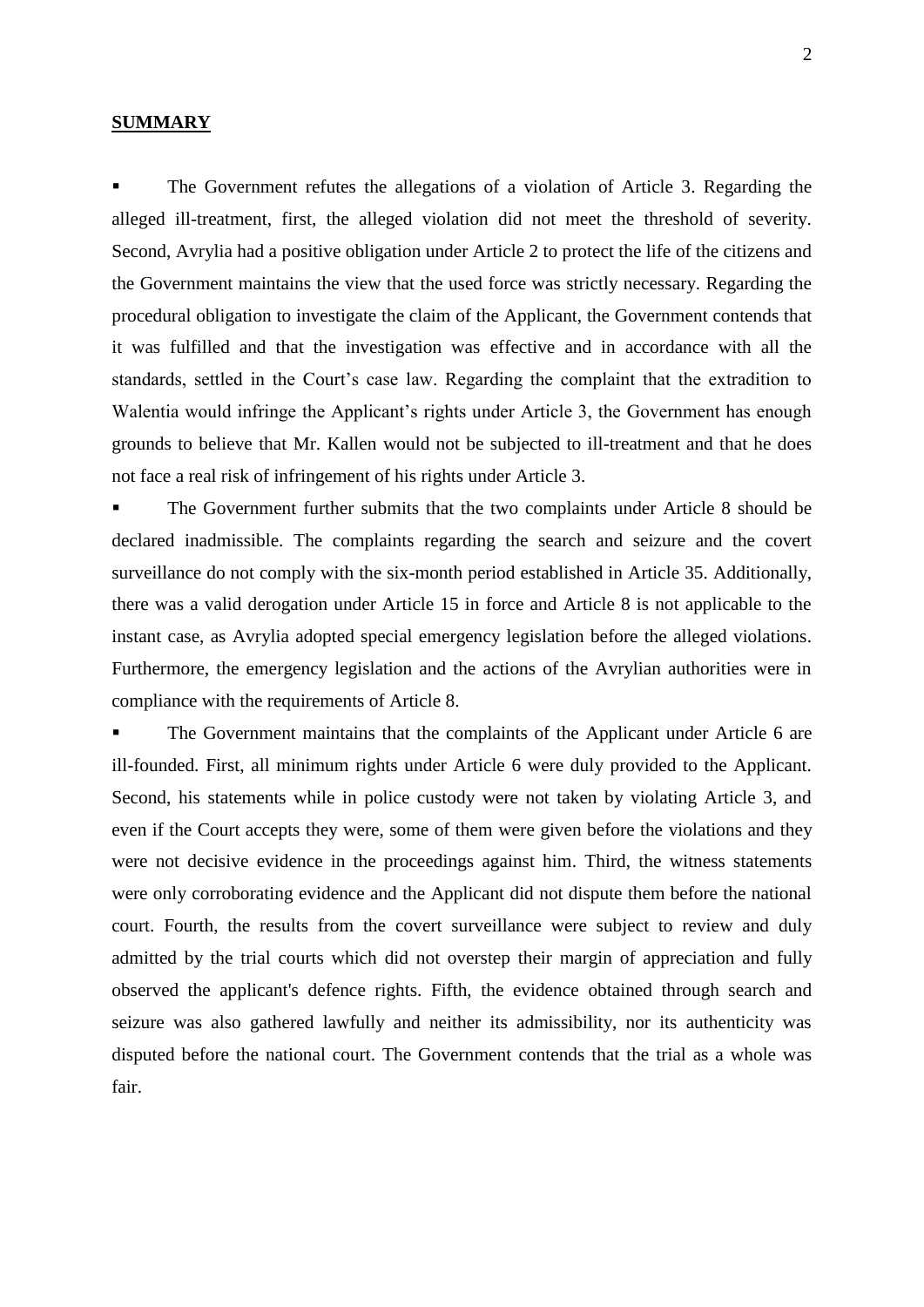## SUMMARY

- The Government refutes the allegations of a violation of Article 3. Regarding the alleged ill-treatment, first, the alleged violation did not meet the threshold of severity. Second, Avrylia had a positive obligation under Article 2 to protect the life of the citizens and the Government maintains the view that the used force was strictly necessary. Regarding the procedural obligation to investigate the claim of the Applicant, the Government contends that it was fulfilled and that the investigation was effective and in accordance with all the standards, settled in the Court's case law. Regarding the complaint that the extradition to Walentia would infringe the Applicant's rights under Article 3, the Government has enough grounds to believe that Mr. Kallen would not be subjected to ill-treatment and that he does not face a real risk of infringement of his rights under Article 3.
- The Government further submits that the two complaints under Article 8 should be declared inadmissible. The complaints regarding the search and seizure and the covert surveillance do not comply with the six-month period established in Article 35. Additionally, there was a valid derogation under Article 15 in force and Article 8 is not applicable to the instant case, as Avrylia adopted special emergency legislation before the alleged violations. Furthermore, the emergency legislation and the actions of the Avrylian authorities were in compliance with the requirements of Article 8.
- The Government maintains that the complaints of the Applicant under Article 6 are ill-founded. First, all minimum rights under Article 6 were duly provided to the Applicant. Second, his statements while in police custody were not taken by violating Article 3, and even if the Court accepts they were, some of them were given before the violations and they were not decisive evidence in the proceedings against him. Third, the witness statements were only corroborating evidence and the Applicant did not dispute them before the national court. Fourth, the results from the covert surveillance were subject to review and duly admitted by the trial courts which did not overstep their margin of appreciation and fully observed the applicant's defence rights. Fifth, the evidence obtained through search and seizure was also gathered lawfully and neither its admissibility, nor its authenticity was disputed before the national court. The Government contends that the trial as a whole was fair.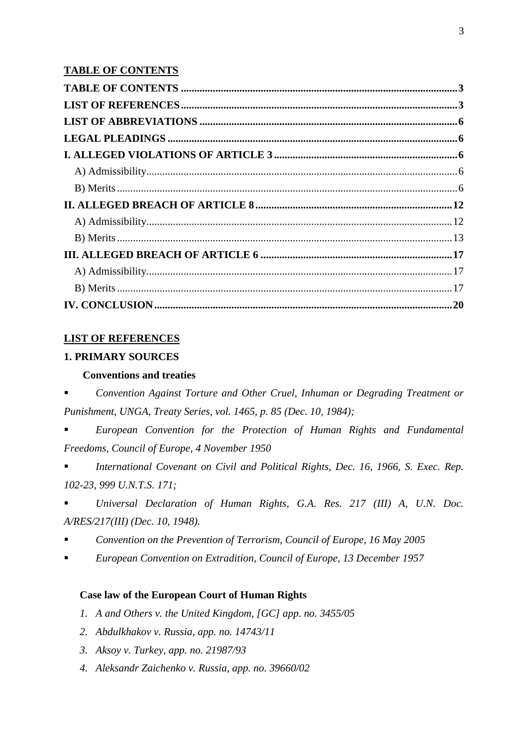## TABLE OF CONTENTS

**TABLE OF CONTENTS** .......... **3**
**LIST OF REFERENCES** .......... **3**
**LIST OF ABBREVIATIONS** .......... **6**
**LEGAL PLEADINGS** .......... **6**
**I. ALLEGED VIOLATIONS OF ARTICLE 3** .......... **6**
A) Admissibility .......... 6
B) Merits .......... 6
**II. ALLEGED BREACH OF ARTICLE 8** .......... **12**
A) Admissibility .......... 12
B) Merits .......... 13
**III. ALLEGED BREACH OF ARTICLE 6** .......... **17**
A) Admissibility .......... 17
B) Merits .......... 17
**IV. CONCLUSION** .......... **20**

## LIST OF REFERENCES

### 1. PRIMARY SOURCES

#### Conventions and treaties

- *Convention Against Torture and Other Cruel, Inhuman or Degrading Treatment or Punishment, UNGA, Treaty Series, vol. 1465, p. 85 (Dec. 10, 1984);*
- *European Convention for the Protection of Human Rights and Fundamental Freedoms, Council of Europe, 4 November 1950*
- *International Covenant on Civil and Political Rights, Dec. 16, 1966, S. Exec. Rep. 102-23, 999 U.N.T.S. 171;*
- *Universal Declaration of Human Rights, G.A. Res. 217 (III) A, U.N. Doc. A/RES/217(III) (Dec. 10, 1948).*
- *Convention on the Prevention of Terrorism, Council of Europe, 16 May 2005*
- *European Convention on Extradition, Council of Europe, 13 December 1957*

#### Case law of the European Court of Human Rights

1. *A and Others v. the United Kingdom, [GC] app. no. 3455/05*
2. *Abdulkhakov v. Russia, app. no. 14743/11*
3. *Aksoy v. Turkey, app. no. 21987/93*
4. *Aleksandr Zaichenko v. Russia, app. no. 39660/02*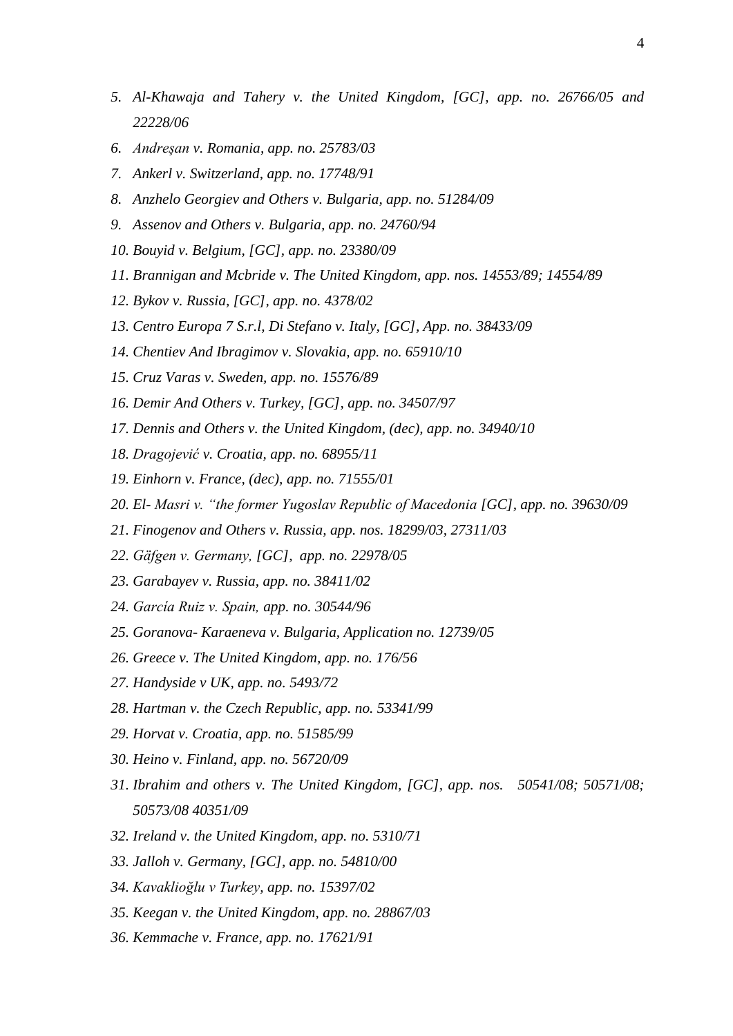5. *Al-Khawaja and Tahery v. the United Kingdom, [GC], app. no. 26766/05 and 22228/06*
6. *Andreşan v. Romania, app. no. 25783/03*
7. *Ankerl v. Switzerland, app. no. 17748/91*
8. *Anzhelo Georgiev and Others v. Bulgaria, app. no. 51284/09*
9. *Assenov and Others v. Bulgaria, app. no. 24760/94*
10. *Bouyid v. Belgium, [GC], app. no. 23380/09*
11. *Brannigan and Mcbride v. The United Kingdom, app. nos. 14553/89; 14554/89*
12. *Bykov v. Russia, [GC], app. no. 4378/02*
13. *Centro Europa 7 S.r.l, Di Stefano v. Italy, [GC], App. no. 38433/09*
14. *Chentiev And Ibragimov v. Slovakia, app. no. 65910/10*
15. *Cruz Varas v. Sweden, app. no. 15576/89*
16. *Demir And Others v. Turkey, [GC], app. no. 34507/97*
17. *Dennis and Others v. the United Kingdom, (dec), app. no. 34940/10*
18. *Dragojević v. Croatia, app. no. 68955/11*
19. *Einhorn v. France, (dec), app. no. 71555/01*
20. *El- Masri v. "the former Yugoslav Republic of Macedonia [GC], app. no. 39630/09*
21. *Finogenov and Others v. Russia, app. nos. 18299/03, 27311/03*
22. *Gäfgen v. Germany, [GC], app. no. 22978/05*
23. *Garabayev v. Russia, app. no. 38411/02*
24. *García Ruiz v. Spain, app. no. 30544/96*
25. *Goranova- Karaeneva v. Bulgaria, Application no. 12739/05*
26. *Greece v. The United Kingdom, app. no. 176/56*
27. *Handyside v UK, app. no. 5493/72*
28. *Hartman v. the Czech Republic, app. no. 53341/99*
29. *Horvat v. Croatia, app. no. 51585/99*
30. *Heino v. Finland, app. no. 56720/09*
31. *Ibrahim and others v. The United Kingdom, [GC], app. nos. 50541/08; 50571/08; 50573/08 40351/09*
32. *Ireland v. the United Kingdom, app. no. 5310/71*
33. *Jalloh v. Germany, [GC], app. no. 54810/00*
34. *Kavaklioğlu v Turkey, app. no. 15397/02*
35. *Keegan v. the United Kingdom, app. no. 28867/03*
36. *Kemmache v. France, app. no. 17621/91*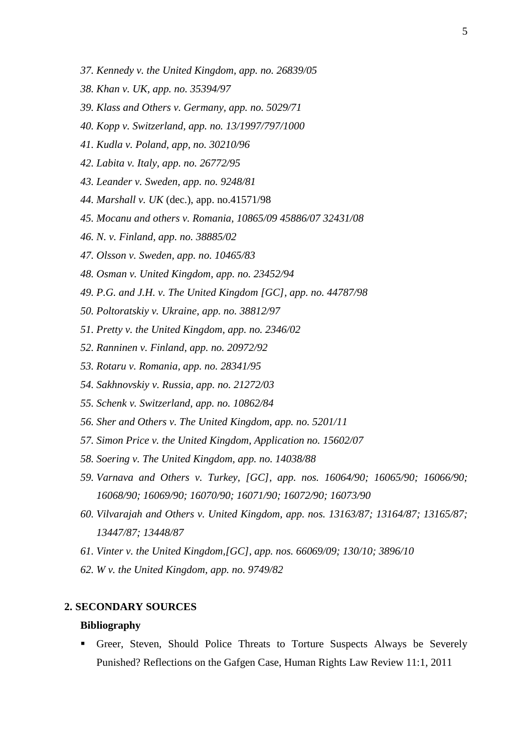37. *Kennedy v. the United Kingdom, app. no. 26839/05*
38. *Khan v. UK, app. no. 35394/97*
39. *Klass and Others v. Germany, app. no. 5029/71*
40. *Kopp v. Switzerland, app. no. 13/1997/797/1000*
41. *Kudla v. Poland, app, no. 30210/96*
42. *Labita v. Italy, app. no. 26772/95*
43. *Leander v. Sweden, app. no. 9248/81*
44. *Marshall v. UK* (dec.), app. no.41571/98
45. *Mocanu and others v. Romania, 10865/09 45886/07 32431/08*
46. *N. v. Finland, app. no. 38885/02*
47. *Olsson v. Sweden, app. no. 10465/83*
48. *Osman v. United Kingdom, app. no. 23452/94*
49. *P.G. and J.H. v. The United Kingdom [GC], app. no. 44787/98*
50. *Poltoratskiy v. Ukraine, app. no. 38812/97*
51. *Pretty v. the United Kingdom, app. no. 2346/02*
52. *Ranninen v. Finland, app. no. 20972/92*
53. *Rotaru v. Romania, app. no. 28341/95*
54. *Sakhnovskiy v. Russia, app. no. 21272/03*
55. *Schenk v. Switzerland, app. no. 10862/84*
56. *Sher and Others v. The United Kingdom, app. no. 5201/11*
57. *Simon Price v. the United Kingdom, Application no. 15602/07*
58. *Soering v. The United Kingdom, app. no. 14038/88*
59. *Varnava and Others v. Turkey, [GC], app. nos. 16064/90; 16065/90; 16066/90; 16068/90; 16069/90; 16070/90; 16071/90; 16072/90; 16073/90*
60. *Vilvarajah and Others v. United Kingdom, app. nos. 13163/87; 13164/87; 13165/87; 13447/87; 13448/87*
61. *Vinter v. the United Kingdom,[GC], app. nos. 66069/09; 130/10; 3896/10*
62. *W v. the United Kingdom, app. no. 9749/82*

## 2. SECONDARY SOURCES

**Bibliography**

- Greer, Steven, Should Police Threats to Torture Suspects Always be Severely Punished? Reflections on the Gafgen Case, Human Rights Law Review 11:1, 2011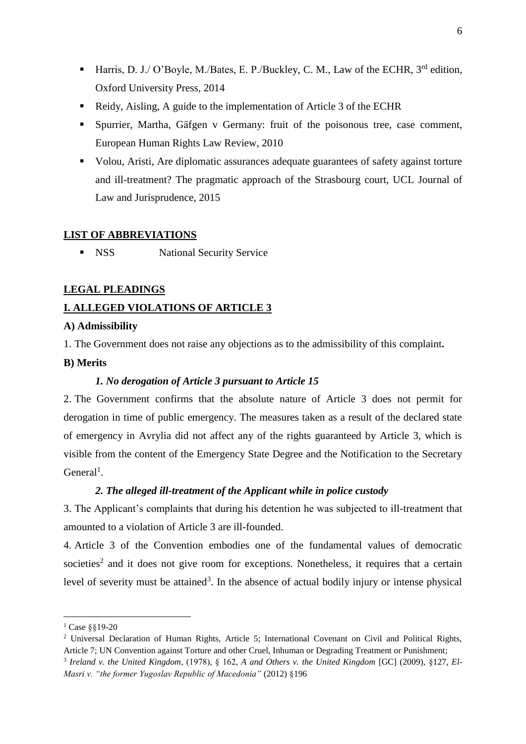- Harris, D. J./ O'Boyle, M./Bates, E. P./Buckley, C. M., Law of the ECHR, 3rd edition, Oxford University Press, 2014
- Reidy, Aisling, A guide to the implementation of Article 3 of the ECHR
- Spurrier, Martha, Gäfgen v Germany: fruit of the poisonous tree, case comment, European Human Rights Law Review, 2010
- Volou, Aristi, Are diplomatic assurances adequate guarantees of safety against torture and ill-treatment? The pragmatic approach of the Strasbourg court, UCL Journal of Law and Jurisprudence, 2015

## LIST OF ABBREVIATIONS

- NSS National Security Service

## LEGAL PLEADINGS

## I. ALLEGED VIOLATIONS OF ARTICLE 3

### A) Admissibility

1. The Government does not raise any objections as to the admissibility of this complaint**.**

### B) Merits

#### *1. No derogation of Article 3 pursuant to Article 15*

2. The Government confirms that the absolute nature of Article 3 does not permit for derogation in time of public emergency. The measures taken as a result of the declared state of emergency in Avrylia did not affect any of the rights guaranteed by Article 3, which is visible from the content of the Emergency State Degree and the Notification to the Secretary General[1].

#### *2. The alleged ill-treatment of the Applicant while in police custody*

3. The Applicant's complaints that during his detention he was subjected to ill-treatment that amounted to a violation of Article 3 are ill-founded.

4. Article 3 of the Convention embodies one of the fundamental values of democratic societies[2] and it does not give room for exceptions. Nonetheless, it requires that a certain level of severity must be attained[3]. In the absence of actual bodily injury or intense physical

---

[1] Case §§19-20

[2] Universal Declaration of Human Rights, Article 5; International Covenant on Civil and Political Rights, Article 7; UN Convention against Torture and other Cruel, Inhuman or Degrading Treatment or Punishment;

[3] *Ireland v. the United Kingdom*, (1978), § 162, *A and Others v. the United Kingdom* [GC] (2009), §127, *El-Masri v. "the former Yugoslav Republic of Macedonia"* (2012) §196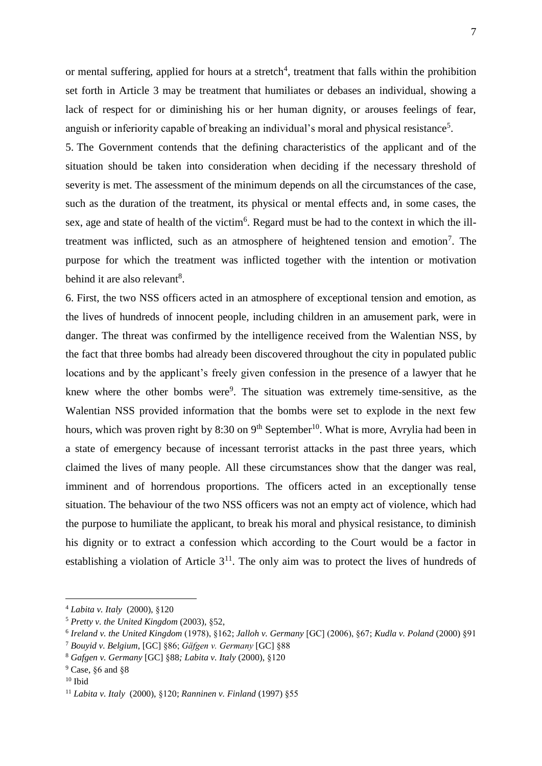or mental suffering, applied for hours at a stretch[4], treatment that falls within the prohibition set forth in Article 3 may be treatment that humiliates or debases an individual, showing a lack of respect for or diminishing his or her human dignity, or arouses feelings of fear, anguish or inferiority capable of breaking an individual's moral and physical resistance[5].

5. The Government contends that the defining characteristics of the applicant and of the situation should be taken into consideration when deciding if the necessary threshold of severity is met. The assessment of the minimum depends on all the circumstances of the case, such as the duration of the treatment, its physical or mental effects and, in some cases, the sex, age and state of health of the victim[6]. Regard must be had to the context in which the ill-treatment was inflicted, such as an atmosphere of heightened tension and emotion[7]. The purpose for which the treatment was inflicted together with the intention or motivation behind it are also relevant[8].

6. First, the two NSS officers acted in an atmosphere of exceptional tension and emotion, as the lives of hundreds of innocent people, including children in an amusement park, were in danger. The threat was confirmed by the intelligence received from the Walentian NSS, by the fact that three bombs had already been discovered throughout the city in populated public locations and by the applicant's freely given confession in the presence of a lawyer that he knew where the other bombs were[9]. The situation was extremely time-sensitive, as the Walentian NSS provided information that the bombs were set to explode in the next few hours, which was proven right by 8:30 on 9th September[10]. What is more, Avrylia had been in a state of emergency because of incessant terrorist attacks in the past three years, which claimed the lives of many people. All these circumstances show that the danger was real, imminent and of horrendous proportions. The officers acted in an exceptionally tense situation. The behaviour of the two NSS officers was not an empty act of violence, which had the purpose to humiliate the applicant, to break his moral and physical resistance, to diminish his dignity or to extract a confession which according to the Court would be a factor in establishing a violation of Article 3[11]. The only aim was to protect the lives of hundreds of

---

[4] *Labita v. Italy* (2000), §120

[5] *Pretty v. the United Kingdom* (2003), §52,

[6] *Ireland v. the United Kingdom* (1978), §162; *Jalloh v. Germany* [GC] (2006), §67; *Kudla v. Poland* (2000) §91

[7] *Bouyid v. Belgium*, [GC] §86; *Gäfgen v. Germany* [GC] §88

[8] *Gafgen v. Germany* [GC] §88*; Labita v. Italy* (2000), §120

[9] Case, §6 and §8

[10] Ibid

[11] *Labita v. Italy* (2000), §120; *Ranninen v. Finland* (1997) §55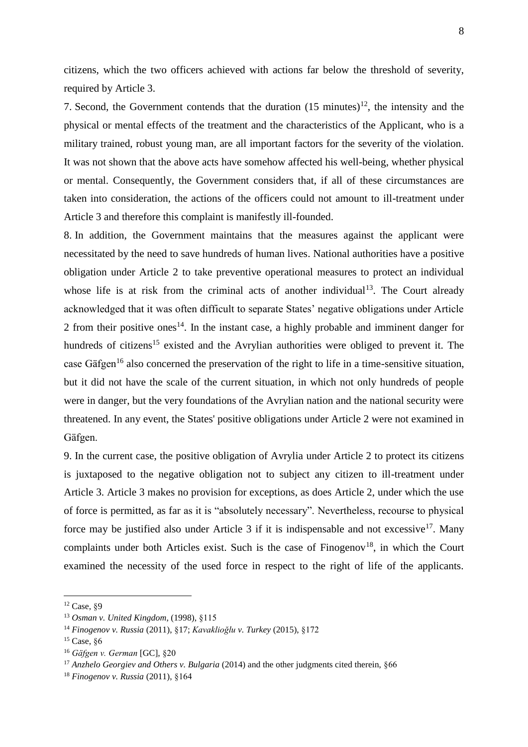citizens, which the two officers achieved with actions far below the threshold of severity, required by Article 3.

7. Second, the Government contends that the duration (15 minutes)[12], the intensity and the physical or mental effects of the treatment and the characteristics of the Applicant, who is a military trained, robust young man, are all important factors for the severity of the violation. It was not shown that the above acts have somehow affected his well-being, whether physical or mental. Consequently, the Government considers that, if all of these circumstances are taken into consideration, the actions of the officers could not amount to ill-treatment under Article 3 and therefore this complaint is manifestly ill-founded.

8. In addition, the Government maintains that the measures against the applicant were necessitated by the need to save hundreds of human lives. National authorities have a positive obligation under Article 2 to take preventive operational measures to protect an individual whose life is at risk from the criminal acts of another individual[13]. The Court already acknowledged that it was often difficult to separate States' negative obligations under Article 2 from their positive ones[14]. In the instant case, a highly probable and imminent danger for hundreds of citizens[15] existed and the Avrylian authorities were obliged to prevent it. The case Gäfgen[16] also concerned the preservation of the right to life in a time-sensitive situation, but it did not have the scale of the current situation, in which not only hundreds of people were in danger, but the very foundations of the Avrylian nation and the national security were threatened. In any event, the States' positive obligations under Article 2 were not examined in Gäfgen.

9. In the current case, the positive obligation of Avrylia under Article 2 to protect its citizens is juxtaposed to the negative obligation not to subject any citizen to ill-treatment under Article 3. Article 3 makes no provision for exceptions, as does Article 2, under which the use of force is permitted, as far as it is "absolutely necessary". Nevertheless, recourse to physical force may be justified also under Article 3 if it is indispensable and not excessive[17]. Many complaints under both Articles exist. Such is the case of Finogenov[18], in which the Court examined the necessity of the used force in respect to the right of life of the applicants.

---

[12] Case, §9

[13] *Osman v. United Kingdom*, (1998), §115

[14] *Finogenov v. Russia* (2011), §17; *Kavaklioğlu v. Turkey* (2015), §172

[15] Case, §6

[16] *Gäfgen v. German* [GC], §20

[17] *Anzhelo Georgiev and Others v. Bulgaria* (2014) and the other judgments cited therein, §66

[18] *Finogenov v. Russia* (2011), §164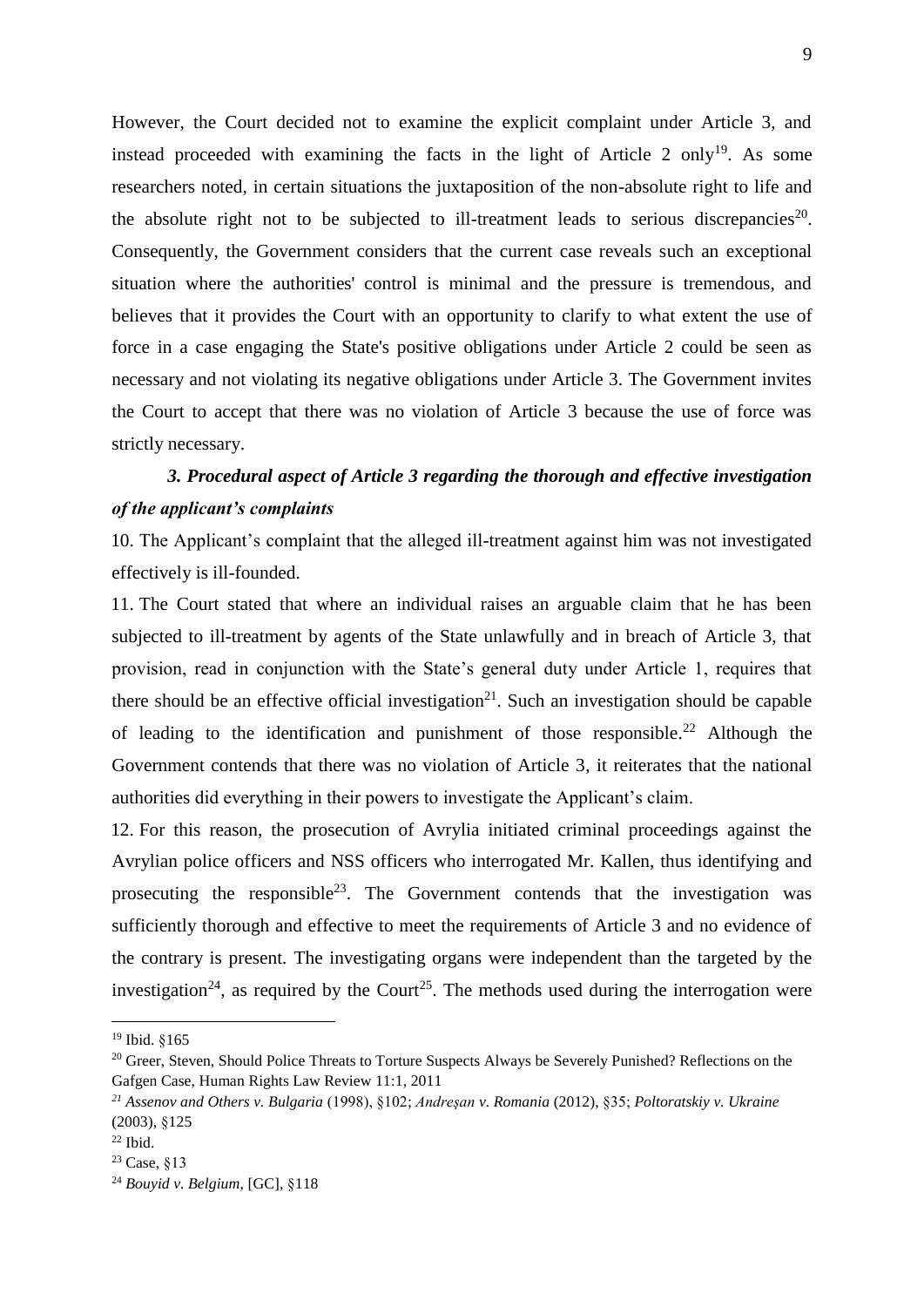However, the Court decided not to examine the explicit complaint under Article 3, and instead proceeded with examining the facts in the light of Article 2 only[19]. As some researchers noted, in certain situations the juxtaposition of the non-absolute right to life and the absolute right not to be subjected to ill-treatment leads to serious discrepancies[20]. Consequently, the Government considers that the current case reveals such an exceptional situation where the authorities' control is minimal and the pressure is tremendous, and believes that it provides the Court with an opportunity to clarify to what extent the use of force in a case engaging the State's positive obligations under Article 2 could be seen as necessary and not violating its negative obligations under Article 3. The Government invites the Court to accept that there was no violation of Article 3 because the use of force was strictly necessary.

### *3. Procedural aspect of Article 3 regarding the thorough and effective investigation of the applicant's complaints*

10. The Applicant's complaint that the alleged ill-treatment against him was not investigated effectively is ill-founded.

11. The Court stated that where an individual raises an arguable claim that he has been subjected to ill-treatment by agents of the State unlawfully and in breach of Article 3, that provision, read in conjunction with the State's general duty under Article 1, requires that there should be an effective official investigation[21]. Such an investigation should be capable of leading to the identification and punishment of those responsible.[22] Although the Government contends that there was no violation of Article 3, it reiterates that the national authorities did everything in their powers to investigate the Applicant's claim.

12. For this reason, the prosecution of Avrylia initiated criminal proceedings against the Avrylian police officers and NSS officers who interrogated Mr. Kallen, thus identifying and prosecuting the responsible[23]. The Government contends that the investigation was sufficiently thorough and effective to meet the requirements of Article 3 and no evidence of the contrary is present. The investigating organs were independent than the targeted by the investigation[24], as required by the Court[25]. The methods used during the interrogation were

---

[19] Ibid. §165

[20] Greer, Steven, Should Police Threats to Torture Suspects Always be Severely Punished? Reflections on the Gafgen Case, Human Rights Law Review 11:1, 2011

[21] *Assenov and Others v. Bulgaria* (1998), §102; *Andreşan v. Romania* (2012), §35; *Poltoratskiy v. Ukraine* (2003), §125

[22] Ibid.

[23] Case, §13

[24] *Bouyid v. Belgium*, [GC], §118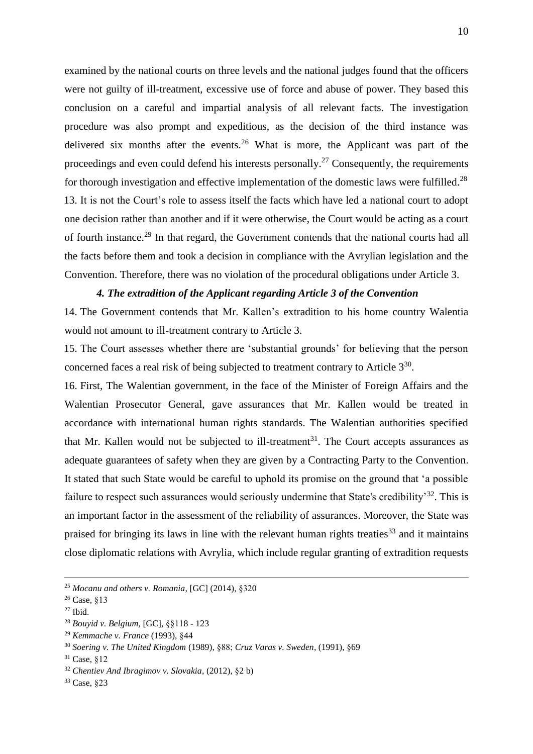examined by the national courts on three levels and the national judges found that the officers were not guilty of ill-treatment, excessive use of force and abuse of power. They based this conclusion on a careful and impartial analysis of all relevant facts. The investigation procedure was also prompt and expeditious, as the decision of the third instance was delivered six months after the events.[26] What is more, the Applicant was part of the proceedings and even could defend his interests personally.[27] Consequently, the requirements for thorough investigation and effective implementation of the domestic laws were fulfilled.[28]

13. It is not the Court's role to assess itself the facts which have led a national court to adopt one decision rather than another and if it were otherwise, the Court would be acting as a court of fourth instance.[29] In that regard, the Government contends that the national courts had all the facts before them and took a decision in compliance with the Avrylian legislation and the Convention. Therefore, there was no violation of the procedural obligations under Article 3.

### *4. The extradition of the Applicant regarding Article 3 of the Convention*

14. The Government contends that Mr. Kallen's extradition to his home country Walentia would not amount to ill-treatment contrary to Article 3.

15. The Court assesses whether there are 'substantial grounds' for believing that the person concerned faces a real risk of being subjected to treatment contrary to Article 3[30].

16. First, The Walentian government, in the face of the Minister of Foreign Affairs and the Walentian Prosecutor General, gave assurances that Mr. Kallen would be treated in accordance with international human rights standards. The Walentian authorities specified that Mr. Kallen would not be subjected to ill-treatment[31]. The Court accepts assurances as adequate guarantees of safety when they are given by a Contracting Party to the Convention. It stated that such State would be careful to uphold its promise on the ground that 'a possible failure to respect such assurances would seriously undermine that State's credibility'[32]. This is an important factor in the assessment of the reliability of assurances. Moreover, the State was praised for bringing its laws in line with the relevant human rights treaties[33] and it maintains close diplomatic relations with Avrylia, which include regular granting of extradition requests

---

[25] *Mocanu and others v. Romania*, [GC] (2014), §320

[26] Case, §13

[27] Ibid.

[28] *Bouyid v. Belgium*, [GC], §§118 - 123

[29] *Kemmache v. France* (1993), §44

[30] *Soering v. The United Kingdom* (1989), §88; *Cruz Varas v. Sweden*, (1991), §69

[31] Case, §12

[32] *Chentiev And Ibragimov v. Slovakia*, (2012), §2 b)

[33] Case, §23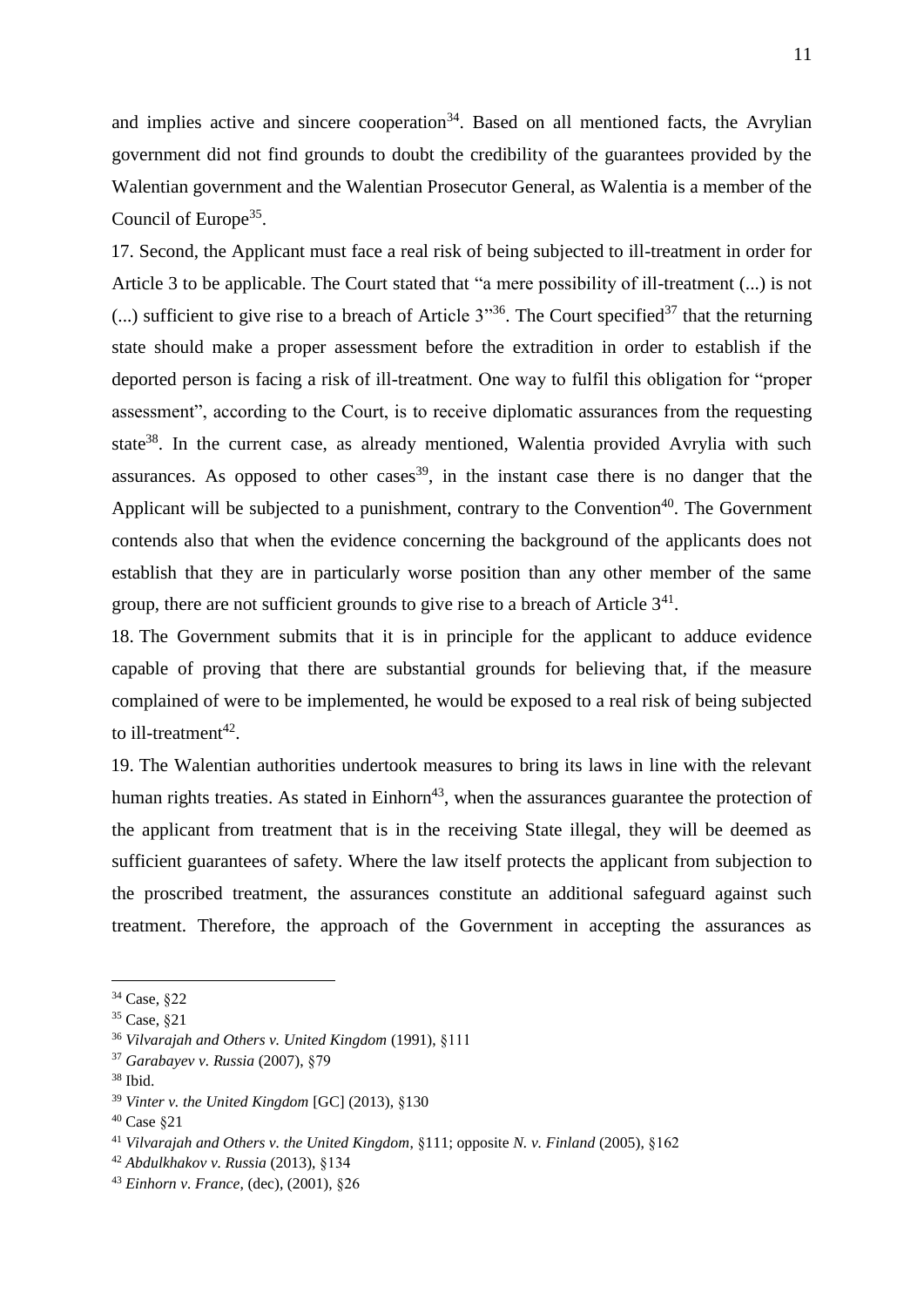and implies active and sincere cooperation[34]. Based on all mentioned facts, the Avrylian government did not find grounds to doubt the credibility of the guarantees provided by the Walentian government and the Walentian Prosecutor General, as Walentia is a member of the Council of Europe[35].

17. Second, the Applicant must face a real risk of being subjected to ill-treatment in order for Article 3 to be applicable. The Court stated that "a mere possibility of ill-treatment (...) is not (...) sufficient to give rise to a breach of Article 3"[36]. The Court specified[37] that the returning state should make a proper assessment before the extradition in order to establish if the deported person is facing a risk of ill-treatment. One way to fulfil this obligation for "proper assessment", according to the Court, is to receive diplomatic assurances from the requesting state[38]. In the current case, as already mentioned, Walentia provided Avrylia with such assurances. As opposed to other cases[39], in the instant case there is no danger that the Applicant will be subjected to a punishment, contrary to the Convention[40]. The Government contends also that when the evidence concerning the background of the applicants does not establish that they are in particularly worse position than any other member of the same group, there are not sufficient grounds to give rise to a breach of Article 3[41].

18. The Government submits that it is in principle for the applicant to adduce evidence capable of proving that there are substantial grounds for believing that, if the measure complained of were to be implemented, he would be exposed to a real risk of being subjected to ill-treatment[42].

19. The Walentian authorities undertook measures to bring its laws in line with the relevant human rights treaties. As stated in Einhorn[43], when the assurances guarantee the protection of the applicant from treatment that is in the receiving State illegal, they will be deemed as sufficient guarantees of safety. Where the law itself protects the applicant from subjection to the proscribed treatment, the assurances constitute an additional safeguard against such treatment. Therefore, the approach of the Government in accepting the assurances as

---

[34] Case, §22

[35] Case, §21

[36] *Vilvarajah and Others v. United Kingdom* (1991), §111

[37] *Garabayev v. Russia* (2007), §79

[38] Ibid.

[39] *Vinter v. the United Kingdom* [GC] (2013), §130

[40] Case §21

[41] *Vilvarajah and Others v. the United Kingdom*, §111; opposite *N. v. Finland* (2005), §162

[42] *Abdulkhakov v. Russia* (2013), §134

[43] *Einhorn v. France*, (dec), (2001), §26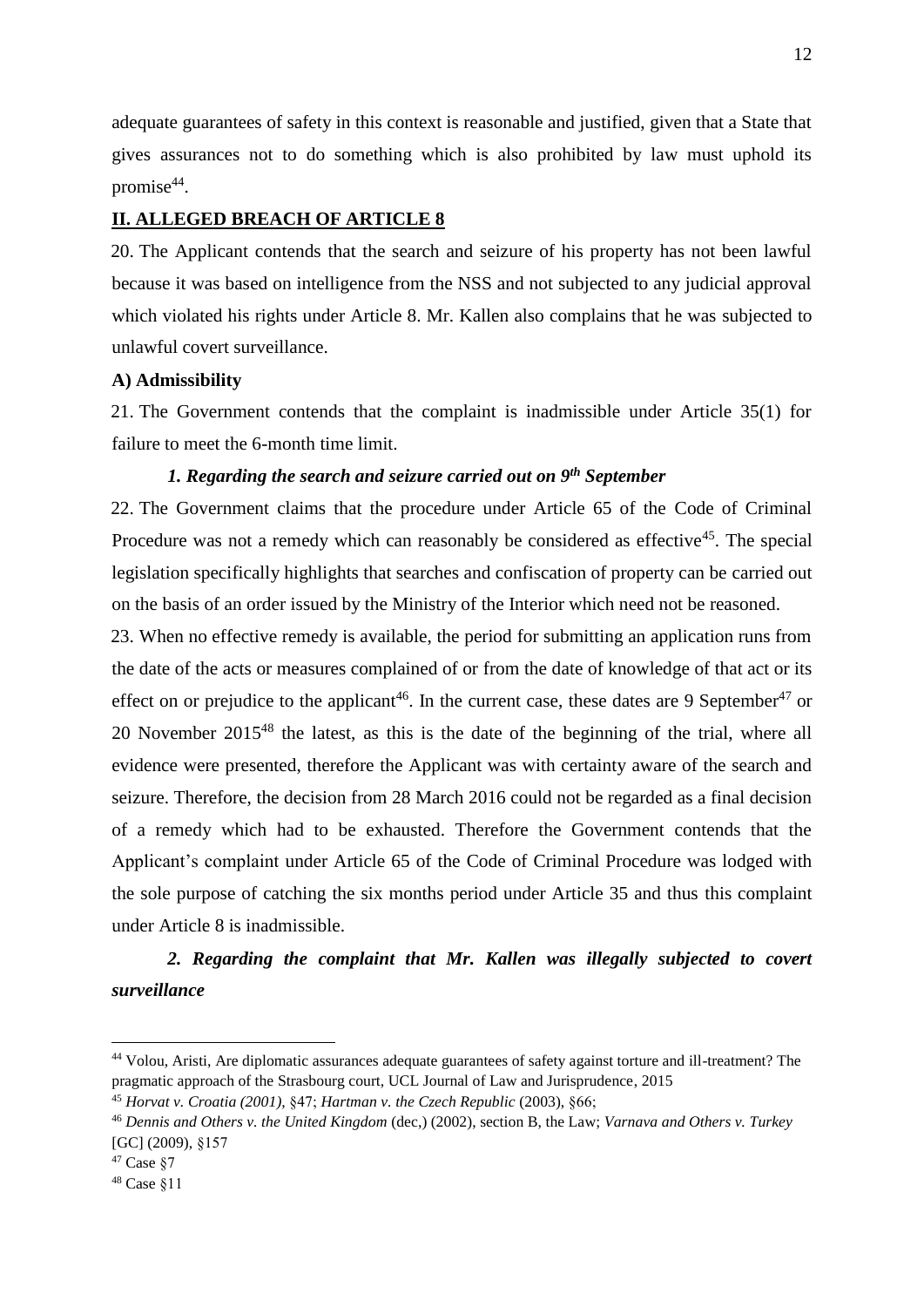adequate guarantees of safety in this context is reasonable and justified, given that a State that gives assurances not to do something which is also prohibited by law must uphold its promise[44].

## II. ALLEGED BREACH OF ARTICLE 8

20. The Applicant contends that the search and seizure of his property has not been lawful because it was based on intelligence from the NSS and not subjected to any judicial approval which violated his rights under Article 8. Mr. Kallen also complains that he was subjected to unlawful covert surveillance.

### A) Admissibility

21. The Government contends that the complaint is inadmissible under Article 35(1) for failure to meet the 6-month time limit.

#### *1. Regarding the search and seizure carried out on 9th September*

22. The Government claims that the procedure under Article 65 of the Code of Criminal Procedure was not a remedy which can reasonably be considered as effective[45]. The special legislation specifically highlights that searches and confiscation of property can be carried out on the basis of an order issued by the Ministry of the Interior which need not be reasoned.

23. When no effective remedy is available, the period for submitting an application runs from the date of the acts or measures complained of or from the date of knowledge of that act or its effect on or prejudice to the applicant[46]. In the current case, these dates are 9 September[47] or 20 November 2015[48] the latest, as this is the date of the beginning of the trial, where all evidence were presented, therefore the Applicant was with certainty aware of the search and seizure. Therefore, the decision from 28 March 2016 could not be regarded as a final decision of a remedy which had to be exhausted. Therefore the Government contends that the Applicant's complaint under Article 65 of the Code of Criminal Procedure was lodged with the sole purpose of catching the six months period under Article 35 and thus this complaint under Article 8 is inadmissible.

#### *2. Regarding the complaint that Mr. Kallen was illegally subjected to covert surveillance*

---

[44] Volou, Aristi, Are diplomatic assurances adequate guarantees of safety against torture and ill-treatment? The pragmatic approach of the Strasbourg court, UCL Journal of Law and Jurisprudence, 2015

[45] *Horvat v. Croatia (2001),* §47; *Hartman v. the Czech Republic* (2003), §66;

[46] *Dennis and Others v. the United Kingdom* (dec,) (2002), section B, the Law; *Varnava and Others v. Turkey* [GC] (2009), §157

[47] Case §7

[48] Case §11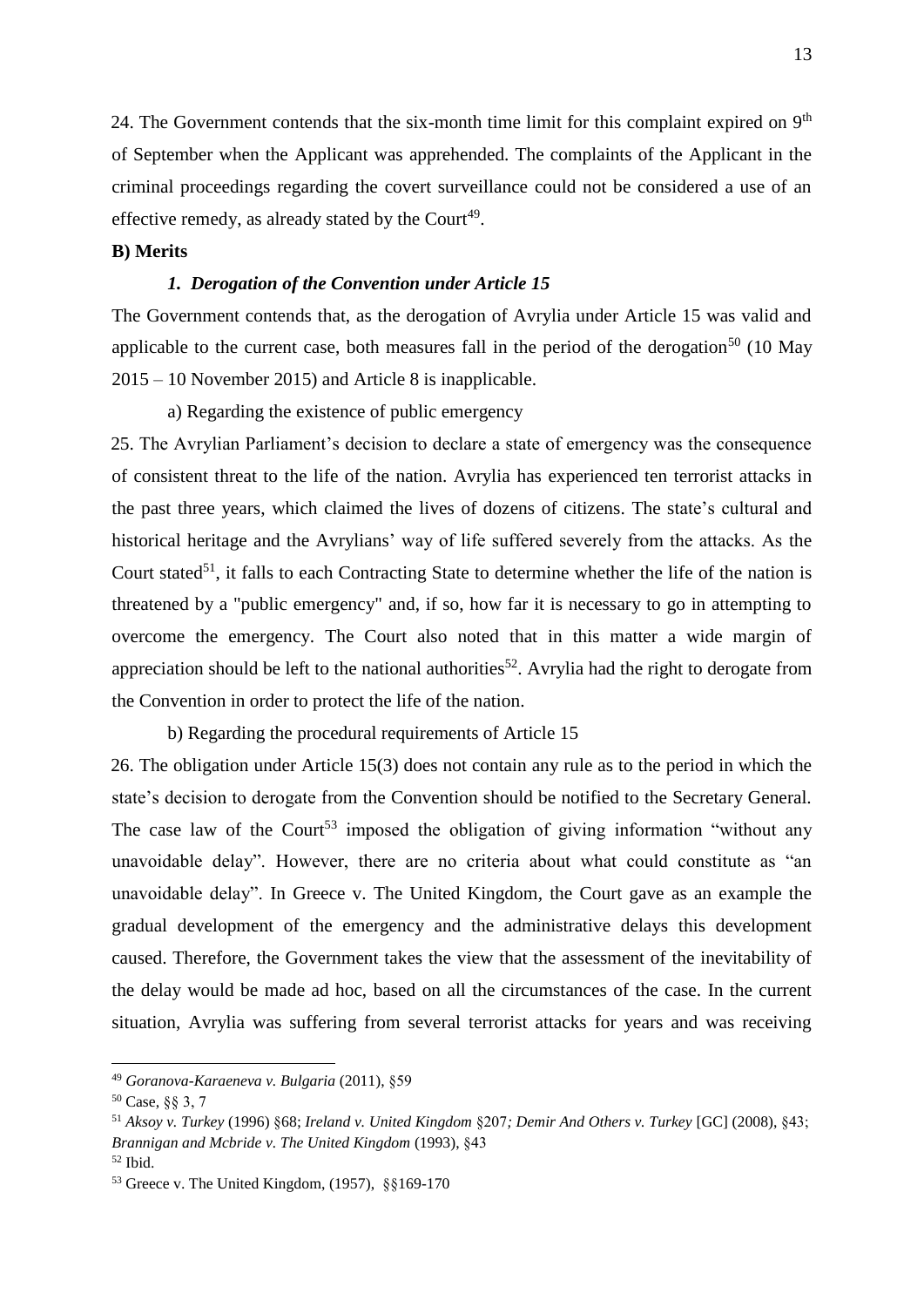24. The Government contends that the six-month time limit for this complaint expired on 9th of September when the Applicant was apprehended. The complaints of the Applicant in the criminal proceedings regarding the covert surveillance could not be considered a use of an effective remedy, as already stated by the Court[49].

**B) Merits**

***1. Derogation of the Convention under Article 15***

The Government contends that, as the derogation of Avrylia under Article 15 was valid and applicable to the current case, both measures fall in the period of the derogation[50] (10 May 2015 – 10 November 2015) and Article 8 is inapplicable.

a) Regarding the existence of public emergency

25. The Avrylian Parliament's decision to declare a state of emergency was the consequence of consistent threat to the life of the nation. Avrylia has experienced ten terrorist attacks in the past three years, which claimed the lives of dozens of citizens. The state's cultural and historical heritage and the Avrylians' way of life suffered severely from the attacks. As the Court stated[51], it falls to each Contracting State to determine whether the life of the nation is threatened by a "public emergency" and, if so, how far it is necessary to go in attempting to overcome the emergency. The Court also noted that in this matter a wide margin of appreciation should be left to the national authorities[52]. Avrylia had the right to derogate from the Convention in order to protect the life of the nation.

b) Regarding the procedural requirements of Article 15

26. The obligation under Article 15(3) does not contain any rule as to the period in which the state's decision to derogate from the Convention should be notified to the Secretary General. The case law of the Court[53] imposed the obligation of giving information "without any unavoidable delay". However, there are no criteria about what could constitute as "an unavoidable delay". In Greece v. The United Kingdom, the Court gave as an example the gradual development of the emergency and the administrative delays this development caused. Therefore, the Government takes the view that the assessment of the inevitability of the delay would be made ad hoc, based on all the circumstances of the case. In the current situation, Avrylia was suffering from several terrorist attacks for years and was receiving

---

[49] *Goranova-Karaeneva v. Bulgaria* (2011), §59

[50] Case, §§ 3, 7

[51] *Aksoy v. Turkey* (1996) §68; *Ireland v. United Kingdom* §207*; Demir And Others v. Turkey* [GC] (2008), §43; *Brannigan and Mcbride v. The United Kingdom* (1993), §43

[52] Ibid.

[53] Greece v. The United Kingdom, (1957), §§169-170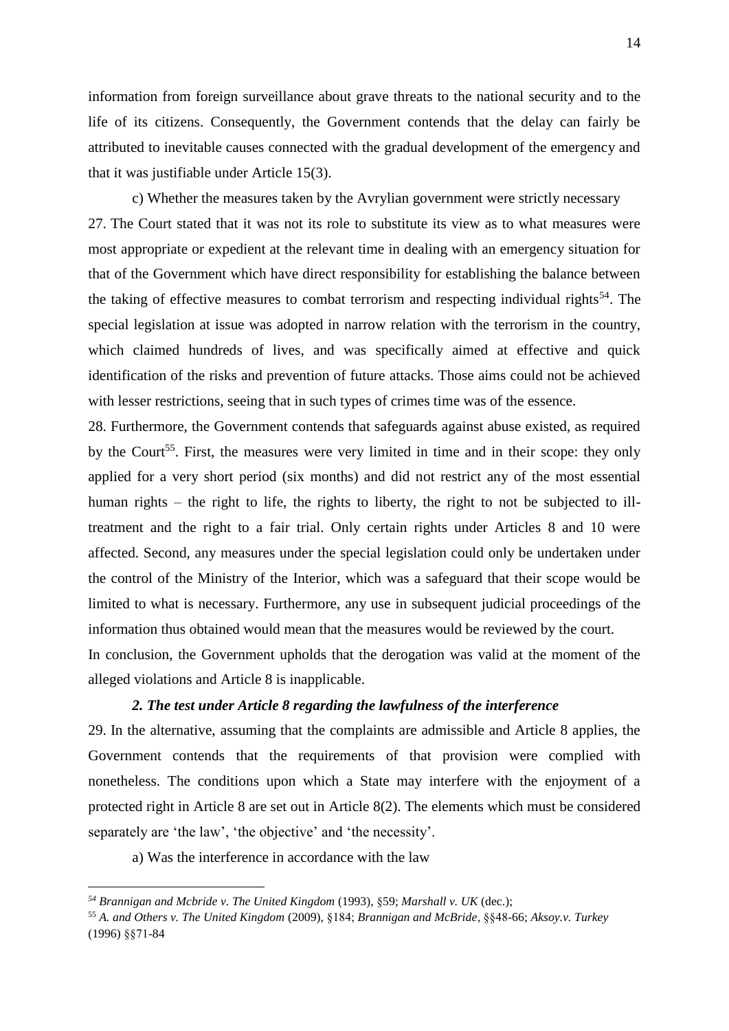information from foreign surveillance about grave threats to the national security and to the life of its citizens. Consequently, the Government contends that the delay can fairly be attributed to inevitable causes connected with the gradual development of the emergency and that it was justifiable under Article 15(3).

c) Whether the measures taken by the Avrylian government were strictly necessary

27. The Court stated that it was not its role to substitute its view as to what measures were most appropriate or expedient at the relevant time in dealing with an emergency situation for that of the Government which have direct responsibility for establishing the balance between the taking of effective measures to combat terrorism and respecting individual rights[54]. The special legislation at issue was adopted in narrow relation with the terrorism in the country, which claimed hundreds of lives, and was specifically aimed at effective and quick identification of the risks and prevention of future attacks. Those aims could not be achieved with lesser restrictions, seeing that in such types of crimes time was of the essence.

28. Furthermore, the Government contends that safeguards against abuse existed, as required by the Court[55]. First, the measures were very limited in time and in their scope: they only applied for a very short period (six months) and did not restrict any of the most essential human rights – the right to life, the rights to liberty, the right to not be subjected to ill-treatment and the right to a fair trial. Only certain rights under Articles 8 and 10 were affected. Second, any measures under the special legislation could only be undertaken under the control of the Ministry of the Interior, which was a safeguard that their scope would be limited to what is necessary. Furthermore, any use in subsequent judicial proceedings of the information thus obtained would mean that the measures would be reviewed by the court.

In conclusion, the Government upholds that the derogation was valid at the moment of the alleged violations and Article 8 is inapplicable.

### *2. The test under Article 8 regarding the lawfulness of the interference*

29. In the alternative, assuming that the complaints are admissible and Article 8 applies, the Government contends that the requirements of that provision were complied with nonetheless. The conditions upon which a State may interfere with the enjoyment of a protected right in Article 8 are set out in Article 8(2). The elements which must be considered separately are 'the law', 'the objective' and 'the necessity'.

a) Was the interference in accordance with the law

---

[54] *Brannigan and Mcbride v. The United Kingdom* (1993), §59; *Marshall v. UK* (dec.);

[55] *A. and Others v. The United Kingdom* (2009), §184; *Brannigan and McBride*, §§48-66; *Aksoy.v. Turkey* (1996) §§71-84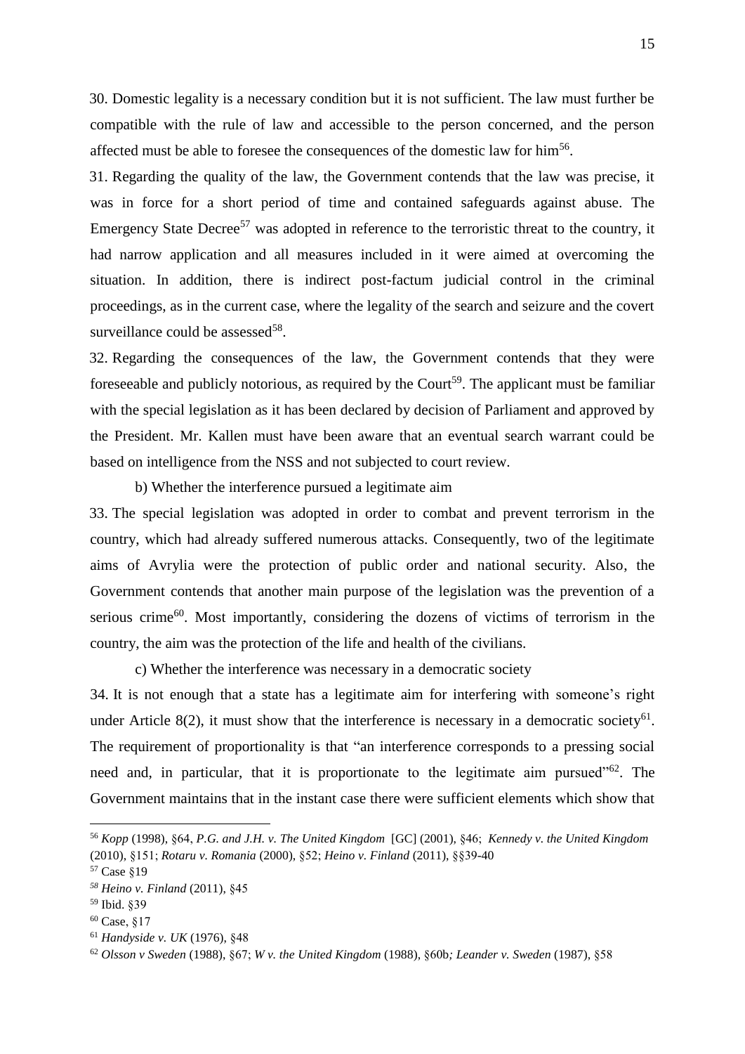30. Domestic legality is a necessary condition but it is not sufficient. The law must further be compatible with the rule of law and accessible to the person concerned, and the person affected must be able to foresee the consequences of the domestic law for him[56].

31. Regarding the quality of the law, the Government contends that the law was precise, it was in force for a short period of time and contained safeguards against abuse. The Emergency State Decree[57] was adopted in reference to the terroristic threat to the country, it had narrow application and all measures included in it were aimed at overcoming the situation. In addition, there is indirect post-factum judicial control in the criminal proceedings, as in the current case, where the legality of the search and seizure and the covert surveillance could be assessed[58].

32. Regarding the consequences of the law, the Government contends that they were foreseeable and publicly notorious, as required by the Court[59]. The applicant must be familiar with the special legislation as it has been declared by decision of Parliament and approved by the President. Mr. Kallen must have been aware that an eventual search warrant could be based on intelligence from the NSS and not subjected to court review.

b) Whether the interference pursued a legitimate aim

33. The special legislation was adopted in order to combat and prevent terrorism in the country, which had already suffered numerous attacks. Consequently, two of the legitimate aims of Avrylia were the protection of public order and national security. Also, the Government contends that another main purpose of the legislation was the prevention of a serious crime[60]. Most importantly, considering the dozens of victims of terrorism in the country, the aim was the protection of the life and health of the civilians.

c) Whether the interference was necessary in a democratic society

34. It is not enough that a state has a legitimate aim for interfering with someone's right under Article 8(2), it must show that the interference is necessary in a democratic society[61]. The requirement of proportionality is that "an interference corresponds to a pressing social need and, in particular, that it is proportionate to the legitimate aim pursued"[62]. The Government maintains that in the instant case there were sufficient elements which show that

---

[56] *Kopp* (1998), §64, *P.G. and J.H. v. The United Kingdom* [GC] (2001), §46; *Kennedy v. the United Kingdom* (2010), §151; *Rotaru v. Romania* (2000), §52; *Heino v. Finland* (2011), §§39-40

[57] Case §19

[58] *Heino v. Finland* (2011), §45

[59] Ibid. §39

[60] Case, §17

[61] *Handyside v. UK* (1976), §48

[62] *Olsson v Sweden* (1988), §67; *W v. the United Kingdom* (1988), §60b; *Leander v. Sweden* (1987), §58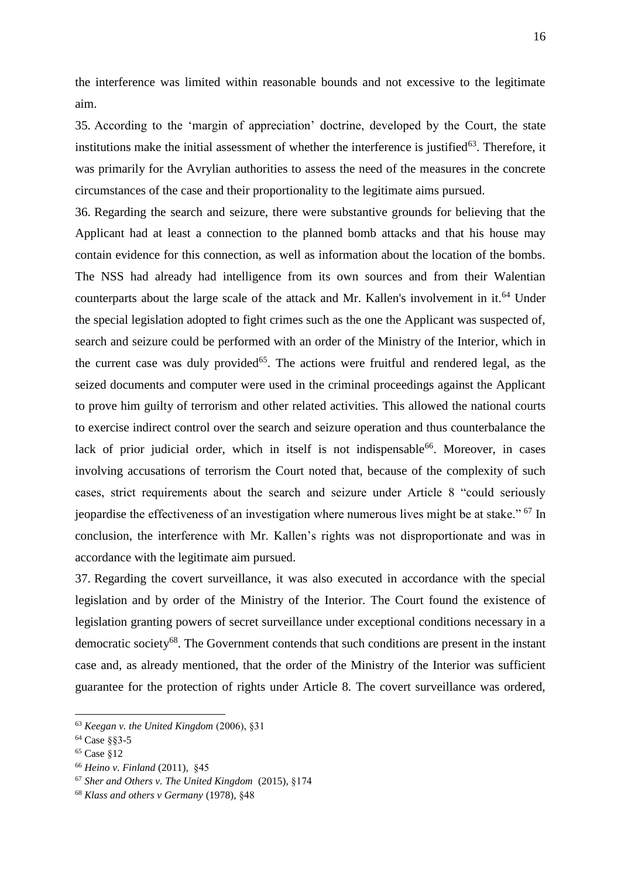the interference was limited within reasonable bounds and not excessive to the legitimate aim.

35. According to the 'margin of appreciation' doctrine, developed by the Court, the state institutions make the initial assessment of whether the interference is justified[63]. Therefore, it was primarily for the Avrylian authorities to assess the need of the measures in the concrete circumstances of the case and their proportionality to the legitimate aims pursued.

36. Regarding the search and seizure, there were substantive grounds for believing that the Applicant had at least a connection to the planned bomb attacks and that his house may contain evidence for this connection, as well as information about the location of the bombs. The NSS had already had intelligence from its own sources and from their Walentian counterparts about the large scale of the attack and Mr. Kallen's involvement in it.[64] Under the special legislation adopted to fight crimes such as the one the Applicant was suspected of, search and seizure could be performed with an order of the Ministry of the Interior, which in the current case was duly provided[65]. The actions were fruitful and rendered legal, as the seized documents and computer were used in the criminal proceedings against the Applicant to prove him guilty of terrorism and other related activities. This allowed the national courts to exercise indirect control over the search and seizure operation and thus counterbalance the lack of prior judicial order, which in itself is not indispensable[66]. Moreover, in cases involving accusations of terrorism the Court noted that, because of the complexity of such cases, strict requirements about the search and seizure under Article 8 "could seriously jeopardise the effectiveness of an investigation where numerous lives might be at stake." [67] In conclusion, the interference with Mr. Kallen's rights was not disproportionate and was in accordance with the legitimate aim pursued.

37. Regarding the covert surveillance, it was also executed in accordance with the special legislation and by order of the Ministry of the Interior. The Court found the existence of legislation granting powers of secret surveillance under exceptional conditions necessary in a democratic society[68]. The Government contends that such conditions are present in the instant case and, as already mentioned, that the order of the Ministry of the Interior was sufficient guarantee for the protection of rights under Article 8. The covert surveillance was ordered,

---

[63] *Keegan v. the United Kingdom* (2006), §31

[64] Case §§3-5

[65] Case §12

[66] *Heino v. Finland* (2011), §45

[67] *Sher and Others v. The United Kingdom* (2015), §174

[68] *Klass and others v Germany* (1978), §48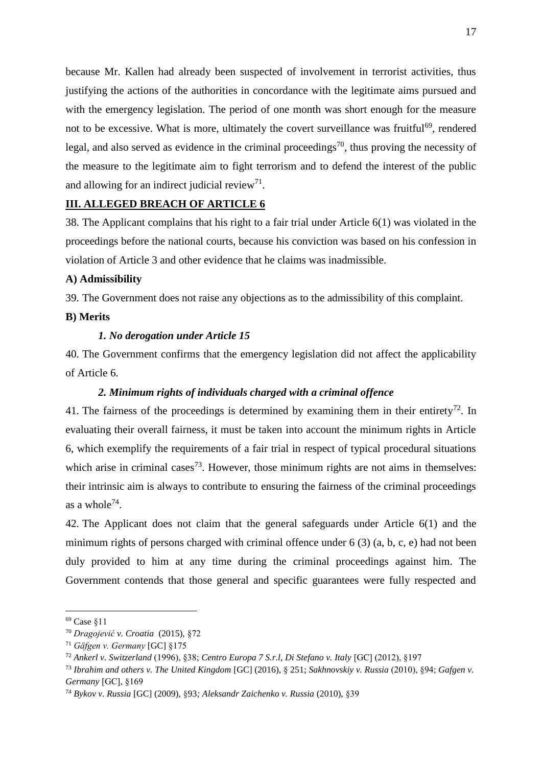because Mr. Kallen had already been suspected of involvement in terrorist activities, thus justifying the actions of the authorities in concordance with the legitimate aims pursued and with the emergency legislation. The period of one month was short enough for the measure not to be excessive. What is more, ultimately the covert surveillance was fruitful[69], rendered legal, and also served as evidence in the criminal proceedings[70], thus proving the necessity of the measure to the legitimate aim to fight terrorism and to defend the interest of the public and allowing for an indirect judicial review[71].

## III. ALLEGED BREACH OF ARTICLE 6

38. The Applicant complains that his right to a fair trial under Article 6(1) was violated in the proceedings before the national courts, because his conviction was based on his confession in violation of Article 3 and other evidence that he claims was inadmissible.

### A) Admissibility

39. The Government does not raise any objections as to the admissibility of this complaint.

### B) Merits

#### *1. No derogation under Article 15*

40. The Government confirms that the emergency legislation did not affect the applicability of Article 6.

#### *2. Minimum rights of individuals charged with a criminal offence*

41. The fairness of the proceedings is determined by examining them in their entirety[72]. In evaluating their overall fairness, it must be taken into account the minimum rights in Article 6, which exemplify the requirements of a fair trial in respect of typical procedural situations which arise in criminal cases[73]. However, those minimum rights are not aims in themselves: their intrinsic aim is always to contribute to ensuring the fairness of the criminal proceedings as a whole[74].

42. The Applicant does not claim that the general safeguards under Article 6(1) and the minimum rights of persons charged with criminal offence under 6 (3) (a, b, c, e) had not been duly provided to him at any time during the criminal proceedings against him. The Government contends that those general and specific guarantees were fully respected and

---

[69] Case §11

[70] *Dragojević v. Croatia* (2015), §72

[71] *Gäfgen v. Germany* [GC] §175

[72] *Ankerl v. Switzerland* (1996), §38; *Centro Europa 7 S.r.l, Di Stefano v. Italy* [GC] (2012), §197

[73] *Ibrahim and others v. The United Kingdom* [GC] (2016), § 251; *Sakhnovskiy v. Russia* (2010), §94; *Gafgen v. Germany* [GC], §169

[74] *Bykov v. Russia* [GC] (2009), §93*; Aleksandr Zaichenko v. Russia* (2010), §39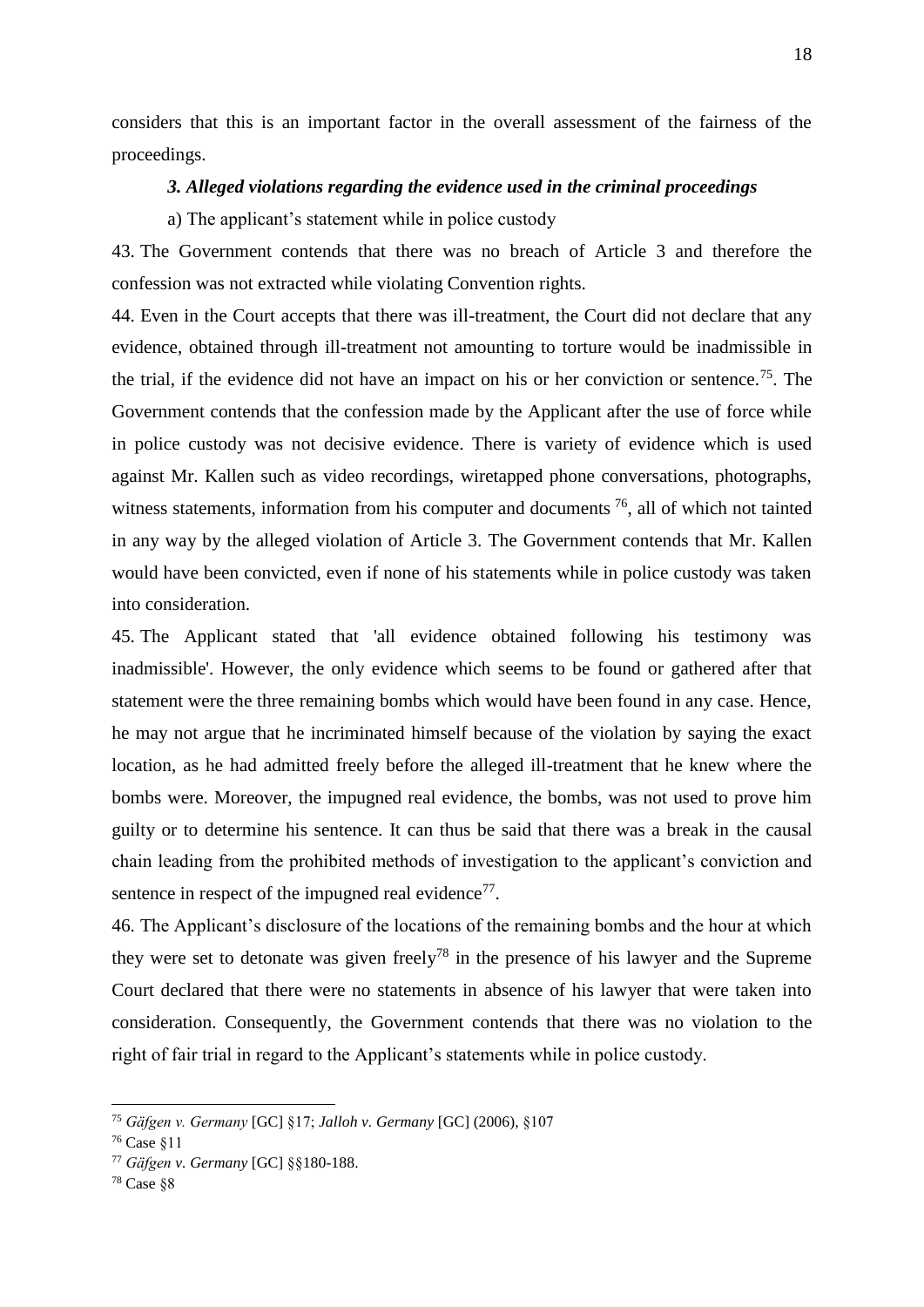considers that this is an important factor in the overall assessment of the fairness of the proceedings.

### *3. Alleged violations regarding the evidence used in the criminal proceedings*

a) The applicant's statement while in police custody

43. The Government contends that there was no breach of Article 3 and therefore the confession was not extracted while violating Convention rights.

44. Even in the Court accepts that there was ill-treatment, the Court did not declare that any evidence, obtained through ill-treatment not amounting to torture would be inadmissible in the trial, if the evidence did not have an impact on his or her conviction or sentence.[75]. The Government contends that the confession made by the Applicant after the use of force while in police custody was not decisive evidence. There is variety of evidence which is used against Mr. Kallen such as video recordings, wiretapped phone conversations, photographs, witness statements, information from his computer and documents [76], all of which not tainted in any way by the alleged violation of Article 3. The Government contends that Mr. Kallen would have been convicted, even if none of his statements while in police custody was taken into consideration.

45. The Applicant stated that 'all evidence obtained following his testimony was inadmissible'. However, the only evidence which seems to be found or gathered after that statement were the three remaining bombs which would have been found in any case. Hence, he may not argue that he incriminated himself because of the violation by saying the exact location, as he had admitted freely before the alleged ill-treatment that he knew where the bombs were. Moreover, the impugned real evidence, the bombs, was not used to prove him guilty or to determine his sentence. It can thus be said that there was a break in the causal chain leading from the prohibited methods of investigation to the applicant's conviction and sentence in respect of the impugned real evidence[77].

46. The Applicant's disclosure of the locations of the remaining bombs and the hour at which they were set to detonate was given freely[78] in the presence of his lawyer and the Supreme Court declared that there were no statements in absence of his lawyer that were taken into consideration. Consequently, the Government contends that there was no violation to the right of fair trial in regard to the Applicant's statements while in police custody.

---

[75] *Gäfgen v. Germany* [GC] §17; *Jalloh v. Germany* [GC] (2006), §107

[76] Case §11

[77] *Gäfgen v. Germany* [GC] §§180-188.

[78] Case §8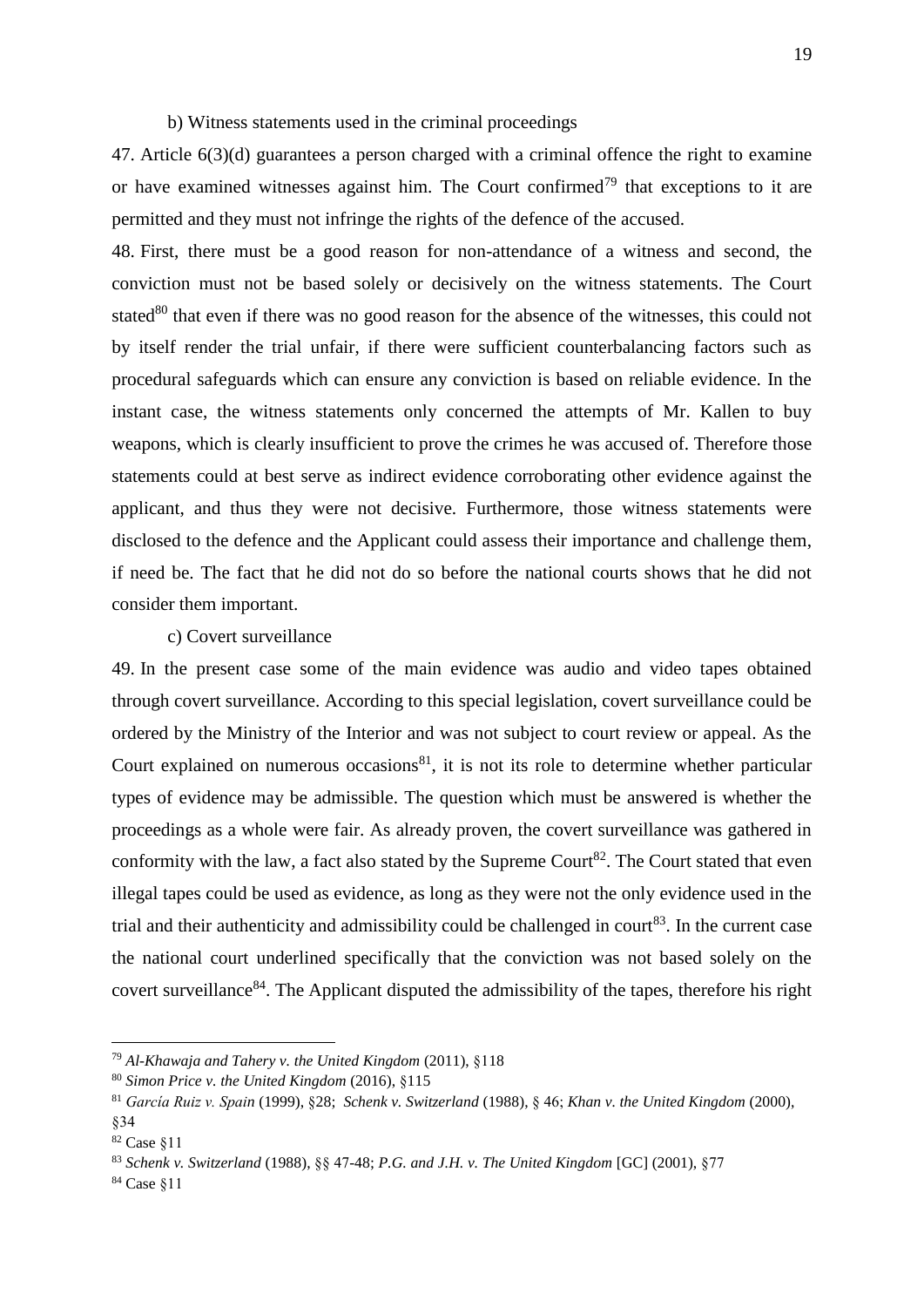b) Witness statements used in the criminal proceedings

47. Article 6(3)(d) guarantees a person charged with a criminal offence the right to examine or have examined witnesses against him. The Court confirmed[79] that exceptions to it are permitted and they must not infringe the rights of the defence of the accused.

48. First, there must be a good reason for non-attendance of a witness and second, the conviction must not be based solely or decisively on the witness statements. The Court stated[80] that even if there was no good reason for the absence of the witnesses, this could not by itself render the trial unfair, if there were sufficient counterbalancing factors such as procedural safeguards which can ensure any conviction is based on reliable evidence. In the instant case, the witness statements only concerned the attempts of Mr. Kallen to buy weapons, which is clearly insufficient to prove the crimes he was accused of. Therefore those statements could at best serve as indirect evidence corroborating other evidence against the applicant, and thus they were not decisive. Furthermore, those witness statements were disclosed to the defence and the Applicant could assess their importance and challenge them, if need be. The fact that he did not do so before the national courts shows that he did not consider them important.

c) Covert surveillance

49. In the present case some of the main evidence was audio and video tapes obtained through covert surveillance. According to this special legislation, covert surveillance could be ordered by the Ministry of the Interior and was not subject to court review or appeal. As the Court explained on numerous occasions[81], it is not its role to determine whether particular types of evidence may be admissible. The question which must be answered is whether the proceedings as a whole were fair. As already proven, the covert surveillance was gathered in conformity with the law, a fact also stated by the Supreme Court[82]. The Court stated that even illegal tapes could be used as evidence, as long as they were not the only evidence used in the trial and their authenticity and admissibility could be challenged in court[83]. In the current case the national court underlined specifically that the conviction was not based solely on the covert surveillance[84]. The Applicant disputed the admissibility of the tapes, therefore his right

---

[79] *Al-Khawaja and Tahery v. the United Kingdom* (2011), §118

[80] *Simon Price v. the United Kingdom* (2016), §115

[81] *García Ruiz v. Spain* (1999), §28; *Schenk v. Switzerland* (1988), § 46; *Khan v. the United Kingdom* (2000), §34

[82] Case §11

[83] *Schenk v. Switzerland* (1988), §§ 47-48; *P.G. and J.H. v. The United Kingdom* [GC] (2001), §77

[84] Case §11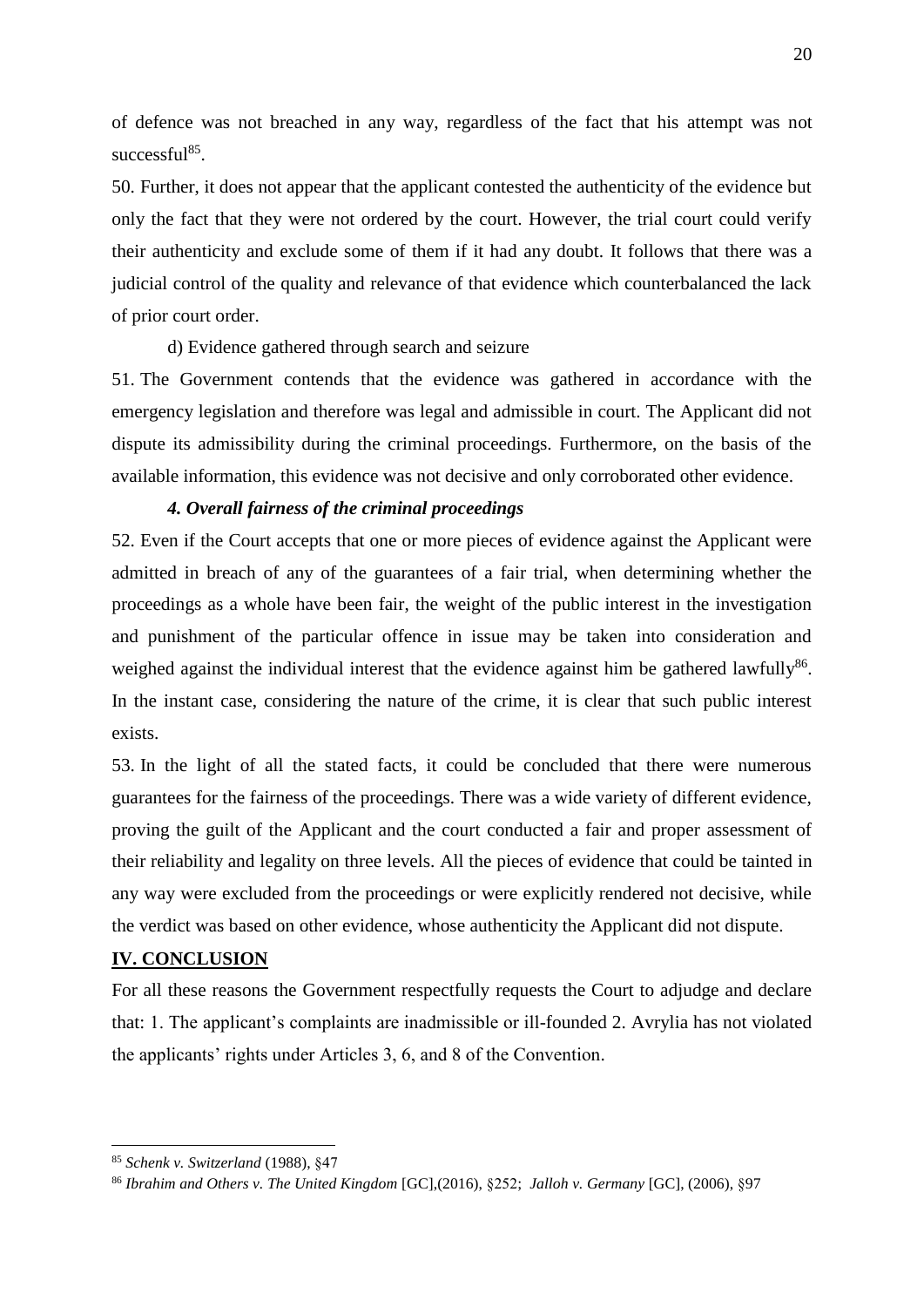of defence was not breached in any way, regardless of the fact that his attempt was not successful[85].

50. Further, it does not appear that the applicant contested the authenticity of the evidence but only the fact that they were not ordered by the court. However, the trial court could verify their authenticity and exclude some of them if it had any doubt. It follows that there was a judicial control of the quality and relevance of that evidence which counterbalanced the lack of prior court order.

d) Evidence gathered through search and seizure

51. The Government contends that the evidence was gathered in accordance with the emergency legislation and therefore was legal and admissible in court. The Applicant did not dispute its admissibility during the criminal proceedings. Furthermore, on the basis of the available information, this evidence was not decisive and only corroborated other evidence.

#### *4. Overall fairness of the criminal proceedings*

52. Even if the Court accepts that one or more pieces of evidence against the Applicant were admitted in breach of any of the guarantees of a fair trial, when determining whether the proceedings as a whole have been fair, the weight of the public interest in the investigation and punishment of the particular offence in issue may be taken into consideration and weighed against the individual interest that the evidence against him be gathered lawfully[86]. In the instant case, considering the nature of the crime, it is clear that such public interest exists.

53. In the light of all the stated facts, it could be concluded that there were numerous guarantees for the fairness of the proceedings. There was a wide variety of different evidence, proving the guilt of the Applicant and the court conducted a fair and proper assessment of their reliability and legality on three levels. All the pieces of evidence that could be tainted in any way were excluded from the proceedings or were explicitly rendered not decisive, while the verdict was based on other evidence, whose authenticity the Applicant did not dispute.

## **IV. CONCLUSION**

For all these reasons the Government respectfully requests the Court to adjudge and declare that: 1. The applicant's complaints are inadmissible or ill-founded 2. Avrylia has not violated the applicants' rights under Articles 3, 6, and 8 of the Convention.

---

[85] *Schenk v. Switzerland* (1988), §47

[86] *Ibrahim and Others v. The United Kingdom* [GC],(2016), §252; *Jalloh v. Germany* [GC], (2006), §97